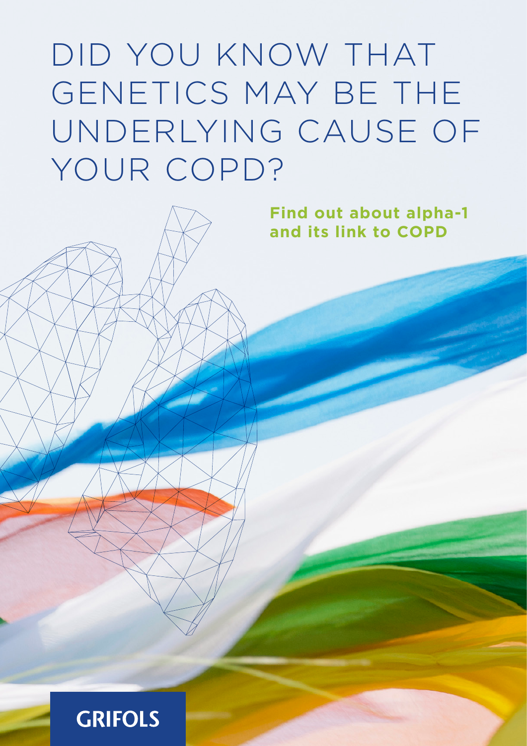# DID YOU KNOW THAT GENETICS MAY BE THE UNDERLYING CAUSE OF YOUR COPD?

**Find out about alpha-1 and its link to COPD**

GRIFOLS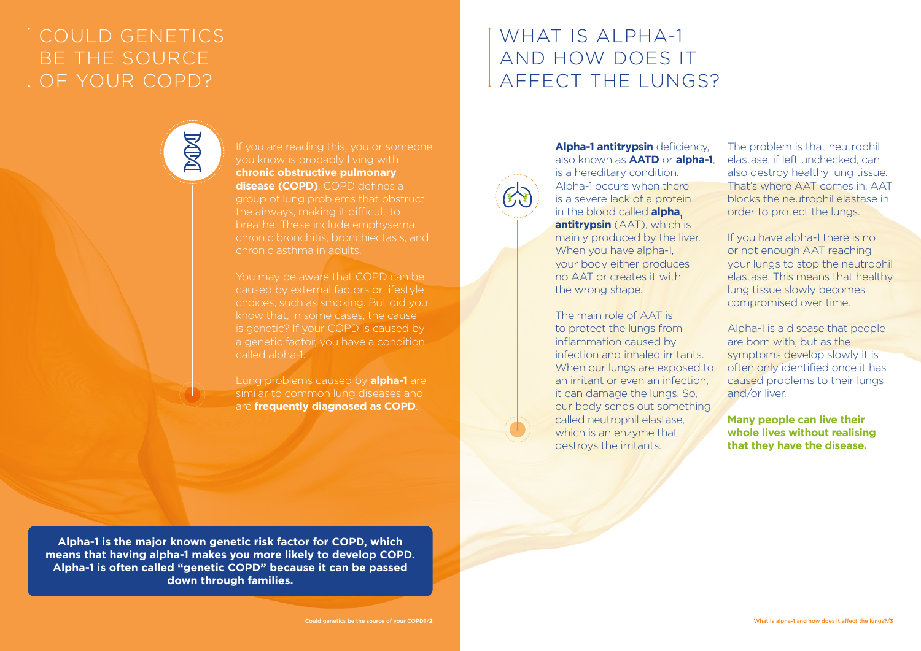# COULD GENETICS BE THE SOURCE OF YOUR COPD?

If you are reading this, you or someone you know is probably living with **chronic obstructive pulmonary disease (COPD)**. COPD defines a group of lung problems that obstruct the airways, making it difficult to breathe. These include emphysema, chronic bronchitis, bronchiectasis, and chronic asthma in adults.

You may be aware that COPD can be caused by external factors or lifestyle choices, such as smoking. But did you know that, in some cases, the cause is genetic? If your COPD is caused by a genetic factor, you have a condition called alpha-1.

Lung problems caused by **alpha-1** are similar to common lung diseases and are **frequently diagnosed as COPD**.

**Alpha-1 is the major known genetic risk factor for COPD, which means that having alpha-1 makes you more likely to develop COPD. Alpha-1 is often called "genetic COPD" because it can be passed down through families.**

# WHAT IS ALPHA-1 AND HOW DOES IT AFFECT THE LUNGS?

**Alpha-1 antitrypsin** deficiency, also known as **AATD** or **alpha-1**, is a hereditary condition. Alpha-1 occurs when there is a severe lack of a protein in the blood called **$\text{alpha}_1$ antitrypsin** (AAT), which is mainly produced by the liver. When you have alpha-1, your body either produces no AAT or creates it with the wrong shape.

The main role of AAT is to protect the lungs from inflammation caused by infection and inhaled irritants. When our lungs are exposed to an irritant or even an infection, it can damage the lungs. So, our body sends out something called neutrophil elastase, which is an enzyme that destroys the irritants.

The problem is that neutrophil elastase, if left unchecked, can also destroy healthy lung tissue. That's where AAT comes in. AAT blocks the neutrophil elastase in order to protect the lungs.

If you have alpha-1 there is no or not enough AAT reaching your lungs to stop the neutrophil elastase. This means that healthy lung tissue slowly becomes compromised over time.

Alpha-1 is a disease that people are born with, but as the symptoms develop slowly it is often only identified once it has caused problems to their lungs and/or liver.

**Many people can live their whole lives without realising that they have the disease.**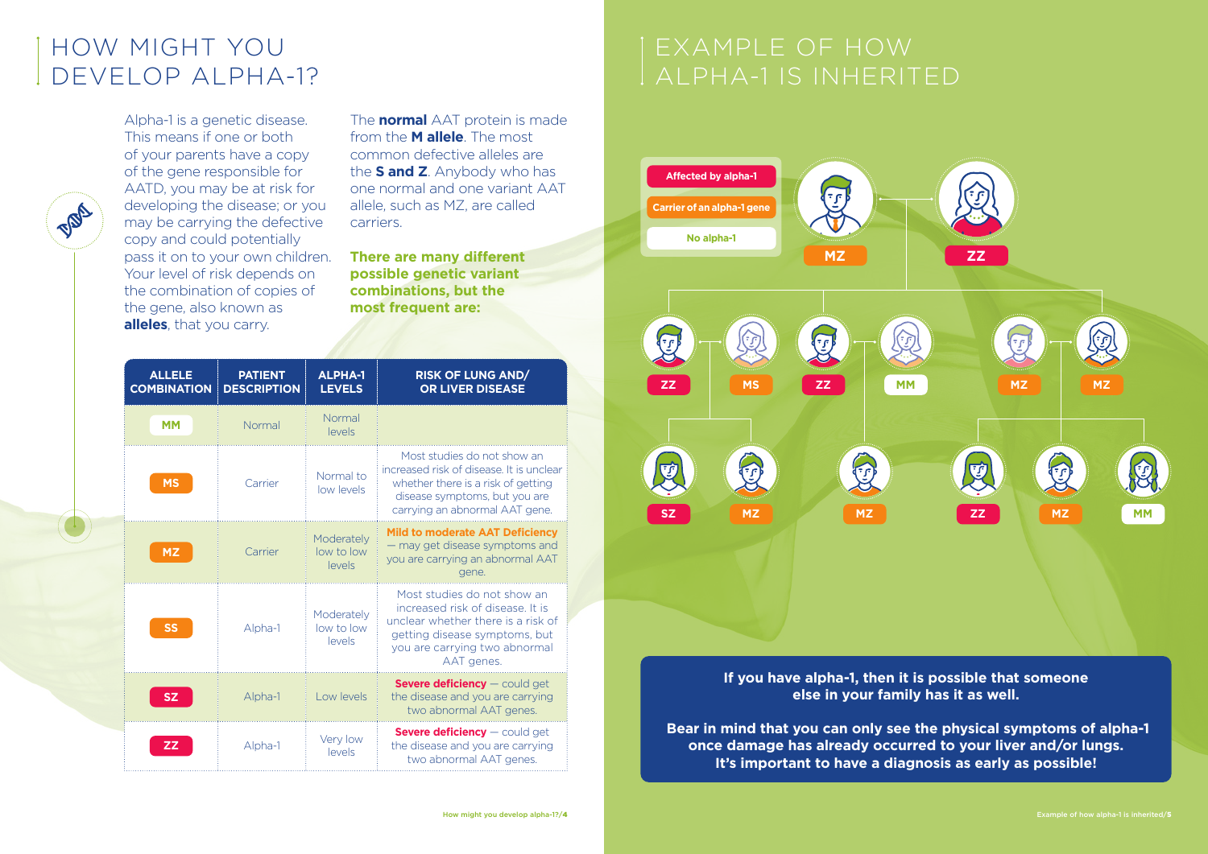# HOW MIGHT YOU DEVELOP ALPHA-1?

Alpha-1 is a genetic disease. This means if one or both of your parents have a copy of the gene responsible for AATD, you may be at risk for developing the disease; or you may be carrying the defective copy and could potentially pass it on to your own children. Your level of risk depends on the combination of copies of the gene, also known as **alleles**, that you carry.

The **normal** AAT protein is made from the **M allele**. The most common defective alleles are the **S and Z**. Anybody who has one normal and one variant AAT allele, such as MZ, are called carriers.

**There are many different possible genetic variant combinations, but the most frequent are:**

| ALLELE COMBINATION | PATIENT DESCRIPTION | ALPHA-1 LEVELS | RISK OF LUNG AND/ OR LIVER DISEASE |
|---|---|---|---|
| MM | Normal | Normal levels | |
| MS | Carrier | Normal to low levels | Most studies do not show an increased risk of disease. It is unclear whether there is a risk of getting disease symptoms, but you are carrying an abnormal AAT gene. |
| MZ | Carrier | Moderately low to low levels | **Mild to moderate AAT Deficiency** — may get disease symptoms and you are carrying an abnormal AAT gene. |
| SS | Alpha-1 | Moderately low to low levels | Most studies do not show an increased risk of disease. It is unclear whether there is a risk of getting disease symptoms, but you are carrying two abnormal AAT genes. |
| SZ | Alpha-1 | Low levels | **Severe deficiency** — could get the disease and you are carrying two abnormal AAT genes. |
| ZZ | Alpha-1 | Very low levels | **Severe deficiency** — could get the disease and you are carrying two abnormal AAT genes. |

# EXAMPLE OF HOW ALPHA-1 IS INHERITED

- Affected by alpha-1
- Carrier of an alpha-1 gene
- No alpha-1

Parents: MZ, ZZ

Children: ZZ (partner MS), ZZ (partner MM), MZ, MZ

Grandchildren: SZ, MZ (from ZZ × MS); MZ (from ZZ × MM); ZZ, MZ, MM (from MZ × MZ)

**If you have alpha-1, then it is possible that someone else in your family has it as well.**

**Bear in mind that you can only see the physical symptoms of alpha-1 once damage has already occurred to your liver and/or lungs. It's important to have a diagnosis as early as possible!**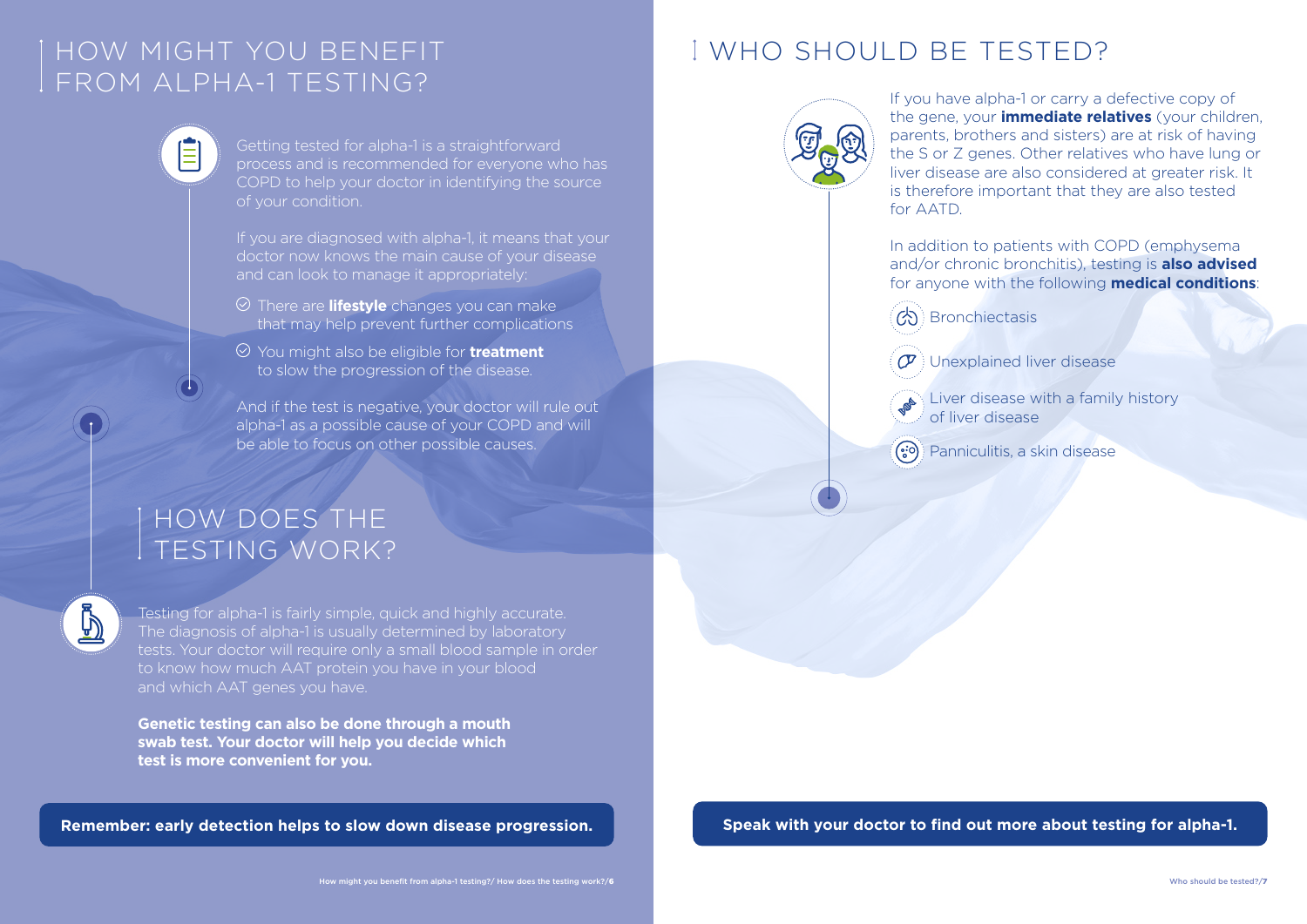# HOW MIGHT YOU BENEFIT FROM ALPHA-1 TESTING?

Getting tested for alpha-1 is a straightforward process and is recommended for everyone who has COPD to help your doctor in identifying the source of your condition.

If you are diagnosed with alpha-1, it means that your doctor now knows the main cause of your disease and can look to manage it appropriately:

- There are **lifestyle** changes you can make that may help prevent further complications
- You might also be eligible for **treatment** to slow the progression of the disease.

And if the test is negative, your doctor will rule out alpha-1 as a possible cause of your COPD and will be able to focus on other possible causes.

# HOW DOES THE TESTING WORK?

Testing for alpha-1 is fairly simple, quick and highly accurate. The diagnosis of alpha-1 is usually determined by laboratory tests. Your doctor will require only a small blood sample in order to know how much AAT protein you have in your blood and which AAT genes you have.

**Genetic testing can also be done through a mouth swab test. Your doctor will help you decide which test is more convenient for you.**

**Remember: early detection helps to slow down disease progression.**

# WHO SHOULD BE TESTED?

If you have alpha-1 or carry a defective copy of the gene, your **immediate relatives** (your children, parents, brothers and sisters) are at risk of having the S or Z genes. Other relatives who have lung or liver disease are also considered at greater risk. It is therefore important that they are also tested for AATD.

In addition to patients with COPD (emphysema and/or chronic bronchitis), testing is **also advised** for anyone with the following **medical conditions**:

- Bronchiectasis
- Unexplained liver disease
- Liver disease with a family history of liver disease
- Panniculitis, a skin disease

**Speak with your doctor to find out more about testing for alpha-1.**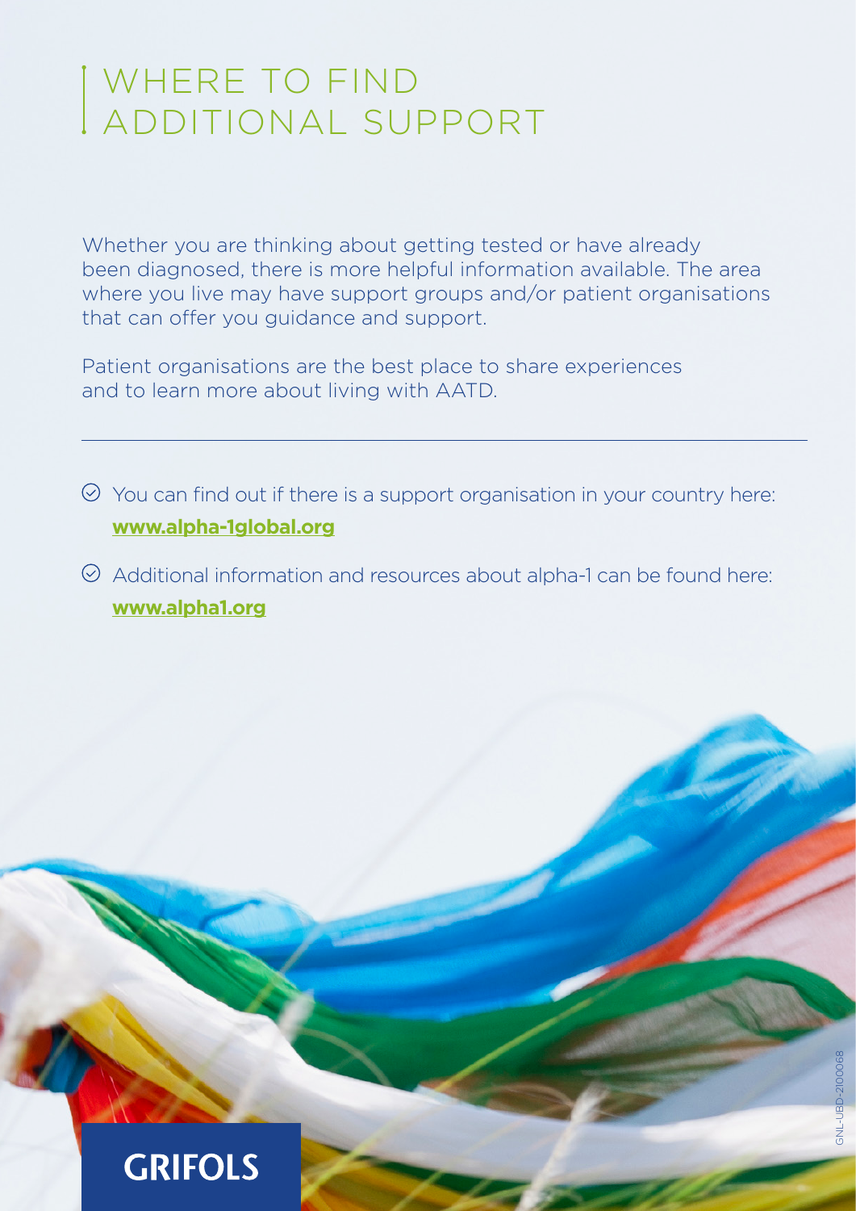# WHERE TO FIND ADDITIONAL SUPPORT

Whether you are thinking about getting tested or have already been diagnosed, there is more helpful information available. The area where you live may have support groups and/or patient organisations that can offer you guidance and support.

Patient organisations are the best place to share experiences and to learn more about living with AATD.

---

- You can find out if there is a support organisation in your country here: **www.alpha-1global.org**
- Additional information and resources about alpha-1 can be found here: **www.alpha1.org**

GRIFOLS

GNL-UBD-2100068